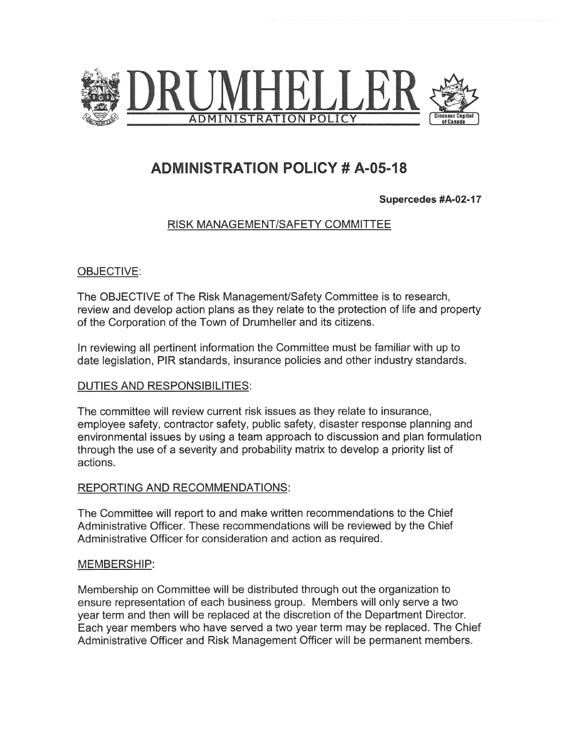# DRUMHELLER

ADMINISTRATION POLICY

Dinosaur Capital of Canada

## ADMINISTRATION POLICY # A-05-18

**Supercedes #A-02-17**

### RISK MANAGEMENT/SAFETY COMMITTEE

OBJECTIVE:

The OBJECTIVE of The Risk Management/Safety Committee is to research, review and develop action plans as they relate to the protection of life and property of the Corporation of the Town of Drumheller and its citizens.

In reviewing all pertinent information the Committee must be familiar with up to date legislation, PIR standards, insurance policies and other industry standards.

DUTIES AND RESPONSIBILITIES:

The committee will review current risk issues as they relate to insurance, employee safety, contractor safety, public safety, disaster response planning and environmental issues by using a team approach to discussion and plan formulation through the use of a severity and probability matrix to develop a priority list of actions.

REPORTING AND RECOMMENDATIONS:

The Committee will report to and make written recommendations to the Chief Administrative Officer. These recommendations will be reviewed by the Chief Administrative Officer for consideration and action as required.

MEMBERSHIP:

Membership on Committee will be distributed through out the organization to ensure representation of each business group. Members will only serve a two year term and then will be replaced at the discretion of the Department Director. Each year members who have served a two year term may be replaced. The Chief Administrative Officer and Risk Management Officer will be permanent members.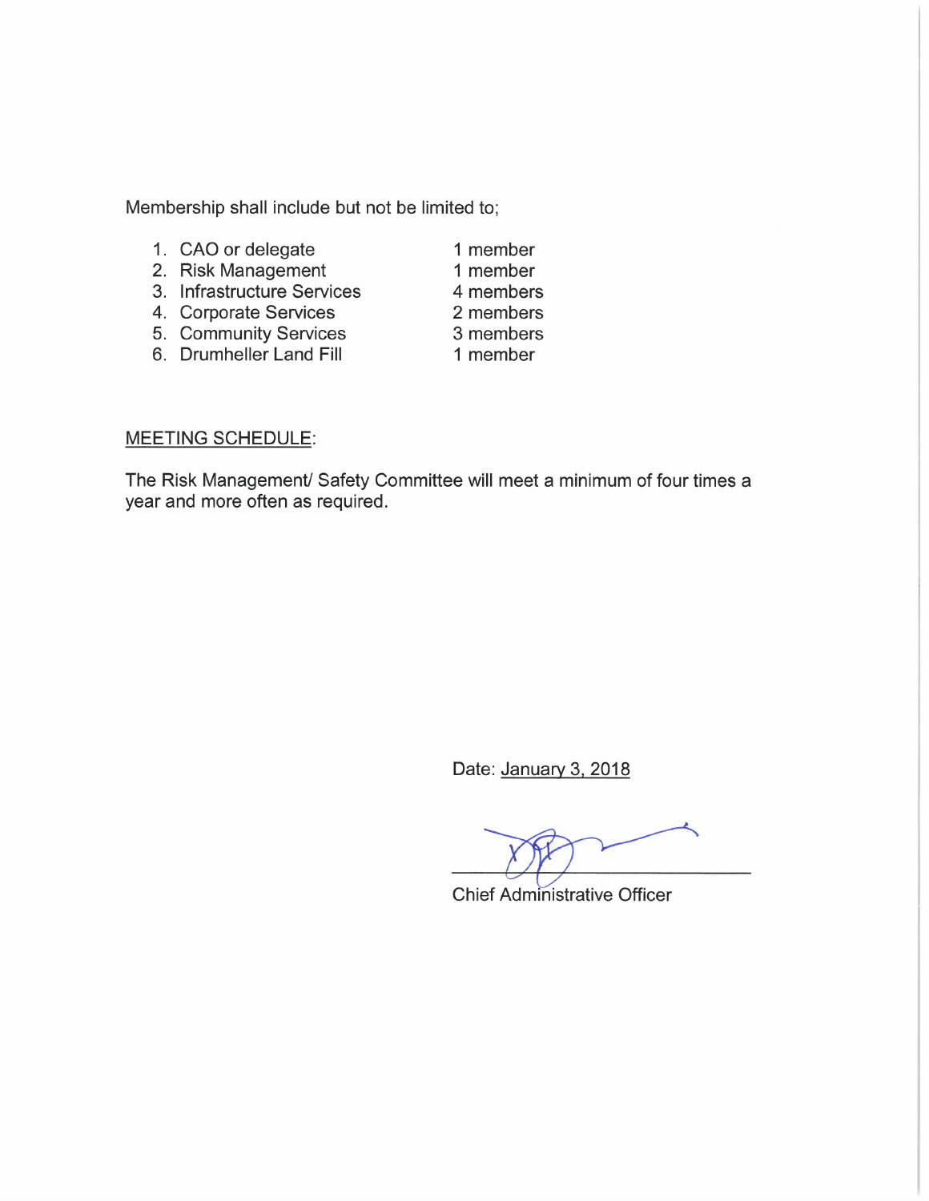Membership shall include but not be limited to;

| | | |
|---|---|---|
| 1. | CAO or delegate | 1 member |
| 2. | Risk Management | 1 member |
| 3. | Infrastructure Services | 4 members |
| 4. | Corporate Services | 2 members |
| 5. | Community Services | 3 members |
| 6. | Drumheller Land Fill | 1 member |

MEETING SCHEDULE:

The Risk Management/ Safety Committee will meet a minimum of four times a year and more often as required.

Date: January 3, 2018

Chief Administrative Officer